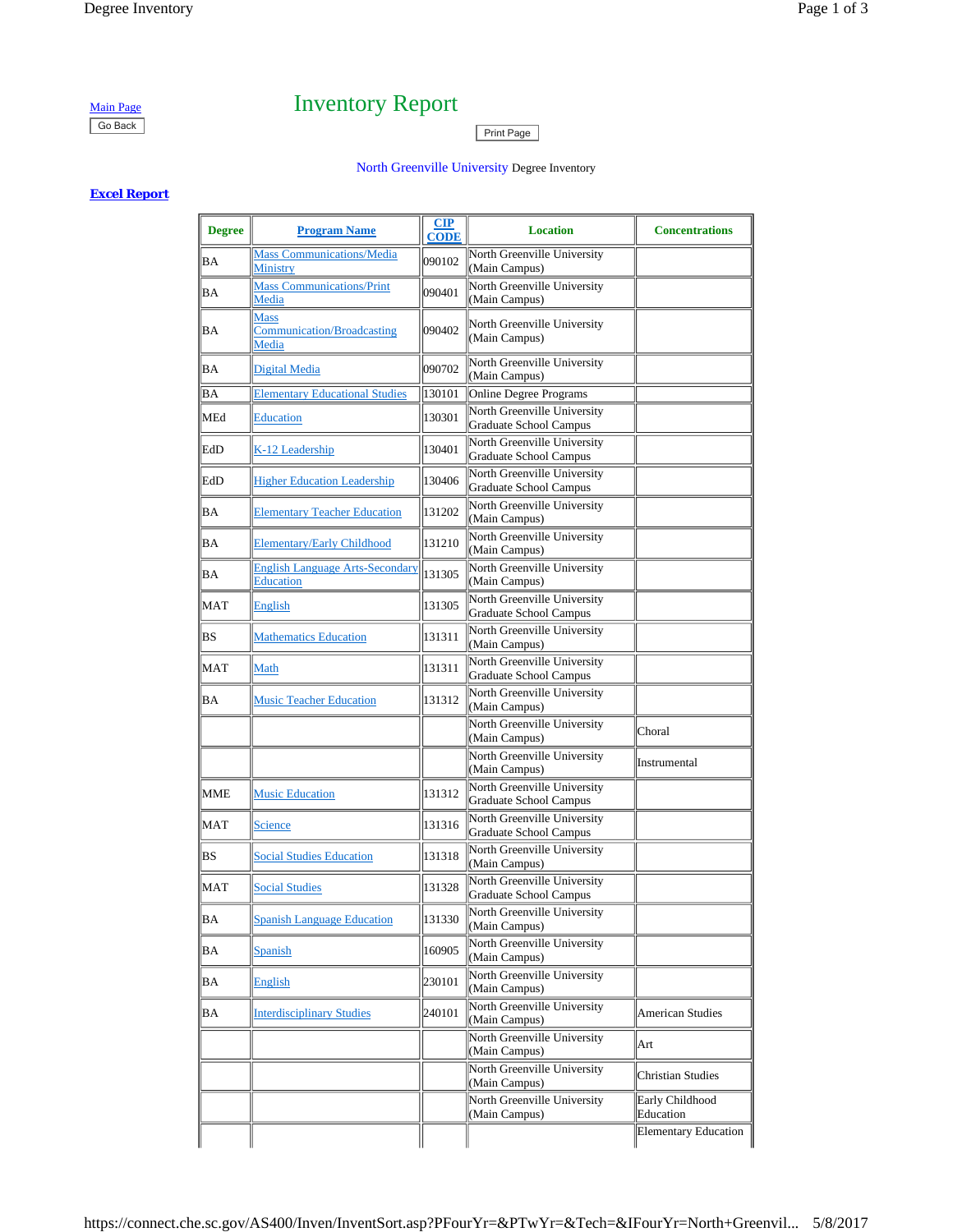Main Page

Go Back

# Inventory Report

Print Page

North Greenville University Degree Inventory

**Excel Report**

| Degree | Program Name | CIP CODE | Location | Concentrations |
|---|---|---|---|---|
| BA | Mass Communications/Media Ministry | 090102 | North Greenville University (Main Campus) | |
| BA | Mass Communications/Print Media | 090401 | North Greenville University (Main Campus) | |
| BA | Mass Communication/Broadcasting Media | 090402 | North Greenville University (Main Campus) | |
| BA | Digital Media | 090702 | North Greenville University (Main Campus) | |
| BA | Elementary Educational Studies | 130101 | Online Degree Programs | |
| MEd | Education | 130301 | North Greenville University Graduate School Campus | |
| EdD | K-12 Leadership | 130401 | North Greenville University Graduate School Campus | |
| EdD | Higher Education Leadership | 130406 | North Greenville University Graduate School Campus | |
| BA | Elementary Teacher Education | 131202 | North Greenville University (Main Campus) | |
| BA | Elementary/Early Childhood | 131210 | North Greenville University (Main Campus) | |
| BA | English Language Arts-Secondary Education | 131305 | North Greenville University (Main Campus) | |
| MAT | English | 131305 | North Greenville University Graduate School Campus | |
| BS | Mathematics Education | 131311 | North Greenville University (Main Campus) | |
| MAT | Math | 131311 | North Greenville University Graduate School Campus | |
| BA | Music Teacher Education | 131312 | North Greenville University (Main Campus) | |
| | | | North Greenville University (Main Campus) | Choral |
| | | | North Greenville University (Main Campus) | Instrumental |
| MME | Music Education | 131312 | North Greenville University Graduate School Campus | |
| MAT | Science | 131316 | North Greenville University Graduate School Campus | |
| BS | Social Studies Education | 131318 | North Greenville University (Main Campus) | |
| MAT | Social Studies | 131328 | North Greenville University Graduate School Campus | |
| BA | Spanish Language Education | 131330 | North Greenville University (Main Campus) | |
| BA | Spanish | 160905 | North Greenville University (Main Campus) | |
| BA | English | 230101 | North Greenville University (Main Campus) | |
| BA | Interdisciplinary Studies | 240101 | North Greenville University (Main Campus) | American Studies |
| | | | North Greenville University (Main Campus) | Art |
| | | | North Greenville University (Main Campus) | Christian Studies |
| | | | North Greenville University (Main Campus) | Early Childhood Education |
| | | | | Elementary Education |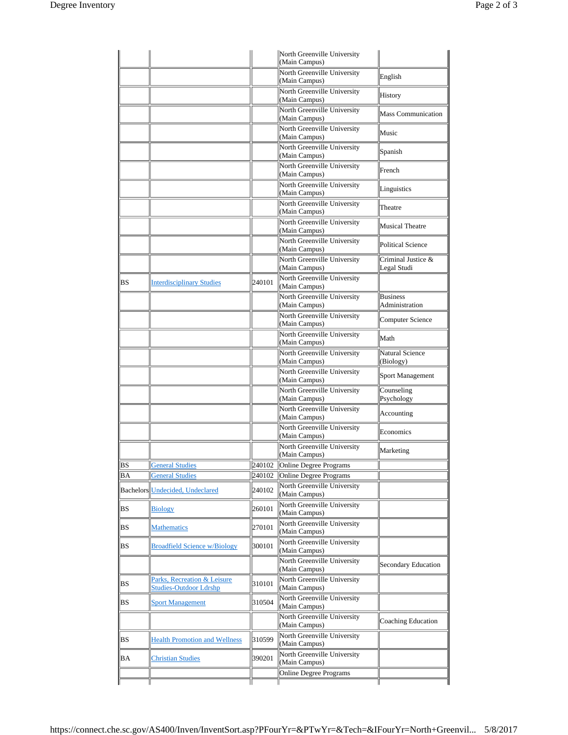| | | | | |
|---|---|---|---|---|
| | | | North Greenville University (Main Campus) | |
| | | | North Greenville University (Main Campus) | English |
| | | | North Greenville University (Main Campus) | History |
| | | | North Greenville University (Main Campus) | Mass Communication |
| | | | North Greenville University (Main Campus) | Music |
| | | | North Greenville University (Main Campus) | Spanish |
| | | | North Greenville University (Main Campus) | French |
| | | | North Greenville University (Main Campus) | Linguistics |
| | | | North Greenville University (Main Campus) | Theatre |
| | | | North Greenville University (Main Campus) | Musical Theatre |
| | | | North Greenville University (Main Campus) | Political Science |
| | | | North Greenville University (Main Campus) | Criminal Justice & Legal Studi |
| BS | Interdisciplinary Studies | 240101 | North Greenville University (Main Campus) | |
| | | | North Greenville University (Main Campus) | Business Administration |
| | | | North Greenville University (Main Campus) | Computer Science |
| | | | North Greenville University (Main Campus) | Math |
| | | | North Greenville University (Main Campus) | Natural Science (Biology) |
| | | | North Greenville University (Main Campus) | Sport Management |
| | | | North Greenville University (Main Campus) | Counseling Psychology |
| | | | North Greenville University (Main Campus) | Accounting |
| | | | North Greenville University (Main Campus) | Economics |
| | | | North Greenville University (Main Campus) | Marketing |
| BS | General Studies | 240102 | Online Degree Programs | |
| BA | General Studies | 240102 | Online Degree Programs | |
| Bachelors | Undecided, Undeclared | 240102 | North Greenville University (Main Campus) | |
| BS | Biology | 260101 | North Greenville University (Main Campus) | |
| BS | Mathematics | 270101 | North Greenville University (Main Campus) | |
| BS | Broadfield Science w/Biology | 300101 | North Greenville University (Main Campus) | |
| | | | North Greenville University (Main Campus) | Secondary Education |
| BS | Parks, Recreation & Leisure Studies-Outdoor Ldrshp | 310101 | North Greenville University (Main Campus) | |
| BS | Sport Management | 310504 | North Greenville University (Main Campus) | |
| | | | North Greenville University (Main Campus) | Coaching Education |
| BS | Health Promotion and Wellness | 310599 | North Greenville University (Main Campus) | |
| BA | Christian Studies | 390201 | North Greenville University (Main Campus) | |
| | | | Online Degree Programs | |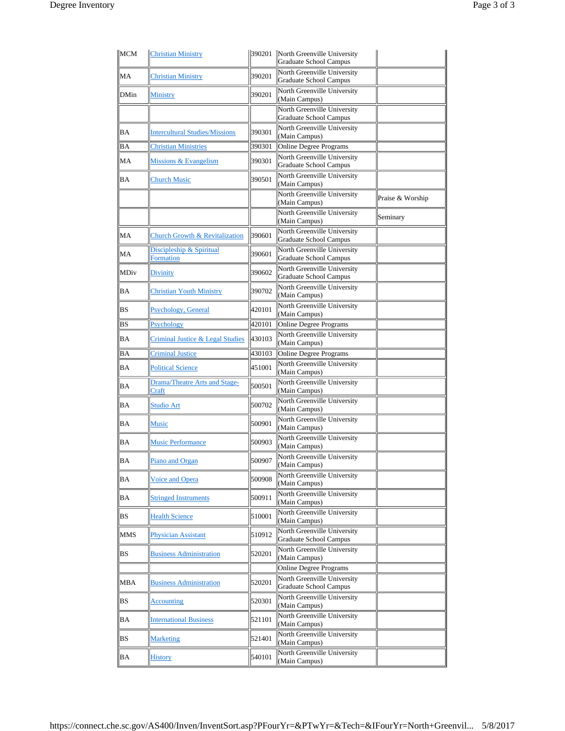| | | | | |
|---|---|---|---|---|
| MCM | Christian Ministry | 390201 | North Greenville University Graduate School Campus | |
| MA | Christian Ministry | 390201 | North Greenville University Graduate School Campus | |
| DMin | Ministry | 390201 | North Greenville University (Main Campus) | |
| | | | North Greenville University Graduate School Campus | |
| BA | Intercultural Studies/Missions | 390301 | North Greenville University (Main Campus) | |
| BA | Christian Ministries | 390301 | Online Degree Programs | |
| MA | Missions & Evangelism | 390301 | North Greenville University Graduate School Campus | |
| BA | Church Music | 390501 | North Greenville University (Main Campus) | |
| | | | North Greenville University (Main Campus) | Praise & Worship |
| | | | North Greenville University (Main Campus) | Seminary |
| MA | Church Growth & Revitalization | 390601 | North Greenville University Graduate School Campus | |
| MA | Discipleship & Spiritual Formation | 390601 | North Greenville University Graduate School Campus | |
| MDiv | Divinity | 390602 | North Greenville University Graduate School Campus | |
| BA | Christian Youth Ministry | 390702 | North Greenville University (Main Campus) | |
| BS | Psychology, General | 420101 | North Greenville University (Main Campus) | |
| BS | Psychology | 420101 | Online Degree Programs | |
| BA | Criminal Justice & Legal Studies | 430103 | North Greenville University (Main Campus) | |
| BA | Criminal Justice | 430103 | Online Degree Programs | |
| BA | Political Science | 451001 | North Greenville University (Main Campus) | |
| BA | Drama/Theatre Arts and Stage-Craft | 500501 | North Greenville University (Main Campus) | |
| BA | Studio Art | 500702 | North Greenville University (Main Campus) | |
| BA | Music | 500901 | North Greenville University (Main Campus) | |
| BA | Music Performance | 500903 | North Greenville University (Main Campus) | |
| BA | Piano and Organ | 500907 | North Greenville University (Main Campus) | |
| BA | Voice and Opera | 500908 | North Greenville University (Main Campus) | |
| BA | Stringed Instruments | 500911 | North Greenville University (Main Campus) | |
| BS | Health Science | 510001 | North Greenville University (Main Campus) | |
| MMS | Physician Assistant | 510912 | North Greenville University Graduate School Campus | |
| BS | Business Administration | 520201 | North Greenville University (Main Campus) | |
| | | | Online Degree Programs | |
| MBA | Business Administration | 520201 | North Greenville University Graduate School Campus | |
| BS | Accounting | 520301 | North Greenville University (Main Campus) | |
| BA | International Business | 521101 | North Greenville University (Main Campus) | |
| BS | Marketing | 521401 | North Greenville University (Main Campus) | |
| BA | History | 540101 | North Greenville University (Main Campus) | |